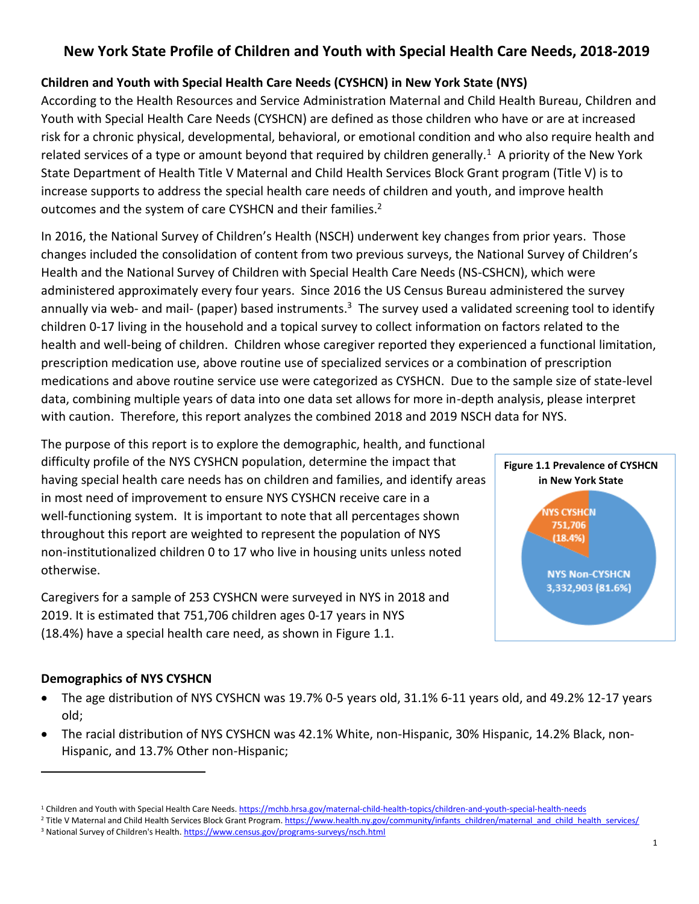# New York State Profile of Children and Youth with Special Health Care Needs, 2018-2019

## Children and Youth with Special Health Care Needs (CYSHCN) in New York State (NYS)

According to the Health Resources and Service Administration Maternal and Child Health Bureau, Children and Youth with Special Health Care Needs (CYSHCN) are defined as those children who have or are at increased risk for a chronic physical, developmental, behavioral, or emotional condition and who also require health and related services of a type or amount beyond that required by children generally.[1] A priority of the New York State Department of Health Title V Maternal and Child Health Services Block Grant program (Title V) is to increase supports to address the special health care needs of children and youth, and improve health outcomes and the system of care CYSHCN and their families.[2]

In 2016, the National Survey of Children's Health (NSCH) underwent key changes from prior years. Those changes included the consolidation of content from two previous surveys, the National Survey of Children's Health and the National Survey of Children with Special Health Care Needs (NS-CSHCN), which were administered approximately every four years. Since 2016 the US Census Bureau administered the survey annually via web- and mail- (paper) based instruments.[3] The survey used a validated screening tool to identify children 0-17 living in the household and a topical survey to collect information on factors related to the health and well-being of children. Children whose caregiver reported they experienced a functional limitation, prescription medication use, above routine use of specialized services or a combination of prescription medications and above routine service use were categorized as CYSHCN. Due to the sample size of state-level data, combining multiple years of data into one data set allows for more in-depth analysis, please interpret with caution. Therefore, this report analyzes the combined 2018 and 2019 NSCH data for NYS.

The purpose of this report is to explore the demographic, health, and functional difficulty profile of the NYS CYSHCN population, determine the impact that having special health care needs has on children and families, and identify areas in most need of improvement to ensure NYS CYSHCN receive care in a well-functioning system. It is important to note that all percentages shown throughout this report are weighted to represent the population of NYS non-institutionalized children 0 to 17 who live in housing units unless noted otherwise.

**Figure 1.1 Prevalence of CYSHCN in New York State**

| Group | Number | Percent |
|---|---|---|
| NYS CYSHCN | 751,706 | 18.4% |
| NYS Non-CYSHCN | 3,332,903 | 81.6% |

Caregivers for a sample of 253 CYSHCN were surveyed in NYS in 2018 and 2019. It is estimated that 751,706 children ages 0-17 years in NYS (18.4%) have a special health care need, as shown in Figure 1.1.

## Demographics of NYS CYSHCN

- The age distribution of NYS CYSHCN was 19.7% 0-5 years old, 31.1% 6-11 years old, and 49.2% 12-17 years old;
- The racial distribution of NYS CYSHCN was 42.1% White, non-Hispanic, 30% Hispanic, 14.2% Black, non-Hispanic, and 13.7% Other non-Hispanic;

---

[1] Children and Youth with Special Health Care Needs. https://mchb.hrsa.gov/maternal-child-health-topics/children-and-youth-special-health-needs

[2] Title V Maternal and Child Health Services Block Grant Program. https://www.health.ny.gov/community/infants_children/maternal_and_child_health_services/

[3] National Survey of Children's Health. https://www.census.gov/programs-surveys/nsch.html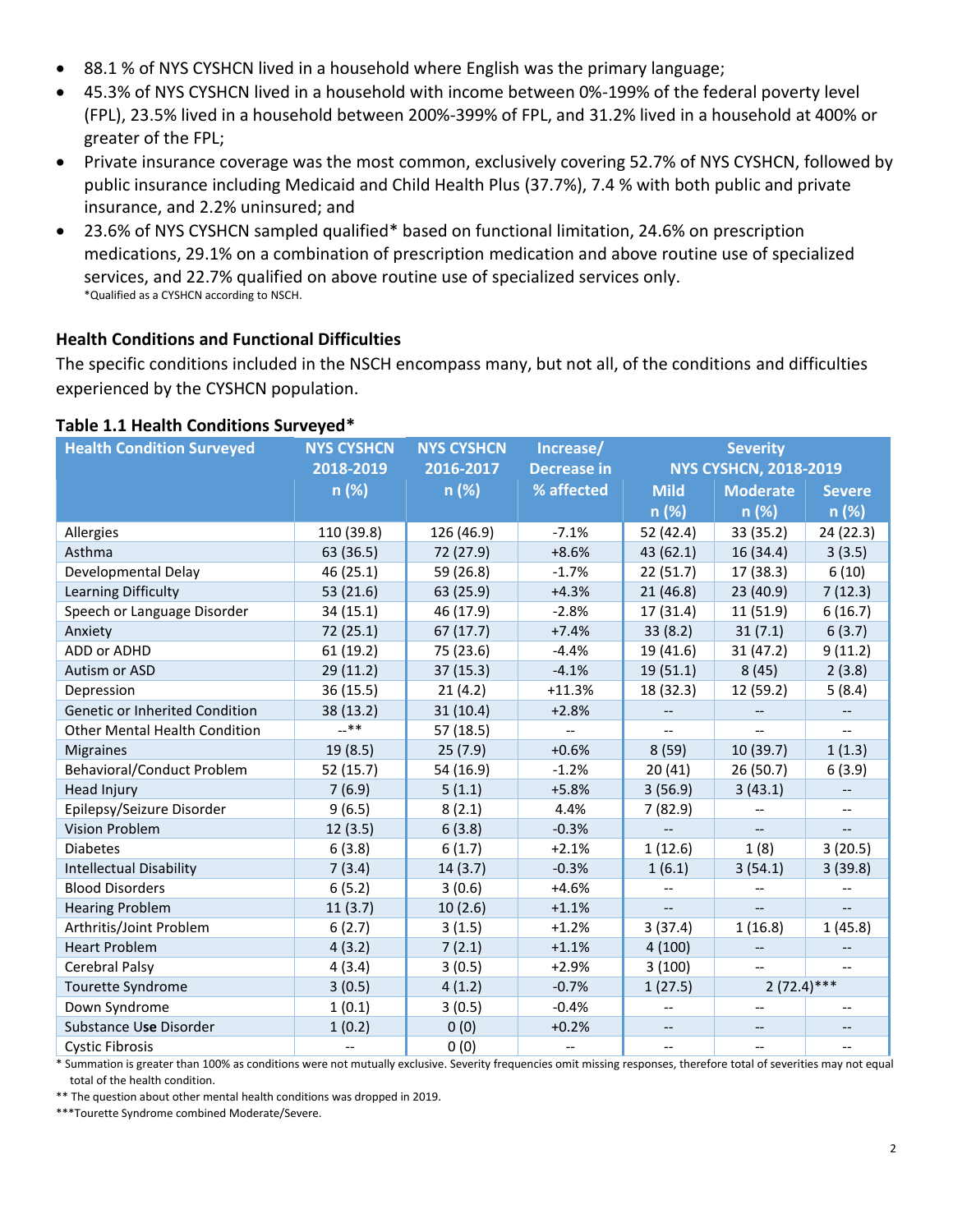- 88.1 % of NYS CYSHCN lived in a household where English was the primary language;
- 45.3% of NYS CYSHCN lived in a household with income between 0%-199% of the federal poverty level (FPL), 23.5% lived in a household between 200%-399% of FPL, and 31.2% lived in a household at 400% or greater of the FPL;
- Private insurance coverage was the most common, exclusively covering 52.7% of NYS CYSHCN, followed by public insurance including Medicaid and Child Health Plus (37.7%), 7.4 % with both public and private insurance, and 2.2% uninsured; and
- 23.6% of NYS CYSHCN sampled qualified* based on functional limitation, 24.6% on prescription medications, 29.1% on a combination of prescription medication and above routine use of specialized services, and 22.7% qualified on above routine use of specialized services only.

*Qualified as a CYSHCN according to NSCH.

### Health Conditions and Functional Difficulties

The specific conditions included in the NSCH encompass many, but not all, of the conditions and difficulties experienced by the CYSHCN population.

**Table 1.1 Health Conditions Surveyed***

| Health Condition Surveyed | NYS CYSHCN 2018-2019 n (%) | NYS CYSHCN 2016-2017 n (%) | Increase/ Decrease in % affected | Severity NYS CYSHCN, 2018-2019 | | |
|---|---|---|---|---|---|---|
| | | | | Mild n (%) | Moderate n (%) | Severe n (%) |
| Allergies | 110 (39.8) | 126 (46.9) | -7.1% | 52 (42.4) | 33 (35.2) | 24 (22.3) |
| Asthma | 63 (36.5) | 72 (27.9) | +8.6% | 43 (62.1) | 16 (34.4) | 3 (3.5) |
| Developmental Delay | 46 (25.1) | 59 (26.8) | -1.7% | 22 (51.7) | 17 (38.3) | 6 (10) |
| Learning Difficulty | 53 (21.6) | 63 (25.9) | +4.3% | 21 (46.8) | 23 (40.9) | 7 (12.3) |
| Speech or Language Disorder | 34 (15.1) | 46 (17.9) | -2.8% | 17 (31.4) | 11 (51.9) | 6 (16.7) |
| Anxiety | 72 (25.1) | 67 (17.7) | +7.4% | 33 (8.2) | 31 (7.1) | 6 (3.7) |
| ADD or ADHD | 61 (19.2) | 75 (23.6) | -4.4% | 19 (41.6) | 31 (47.2) | 9 (11.2) |
| Autism or ASD | 29 (11.2) | 37 (15.3) | -4.1% | 19 (51.1) | 8 (45) | 2 (3.8) |
| Depression | 36 (15.5) | 21 (4.2) | +11.3% | 18 (32.3) | 12 (59.2) | 5 (8.4) |
| Genetic or Inherited Condition | 38 (13.2) | 31 (10.4) | +2.8% | -- | -- | -- |
| Other Mental Health Condition | --** | 57 (18.5) | -- | -- | -- | -- |
| Migraines | 19 (8.5) | 25 (7.9) | +0.6% | 8 (59) | 10 (39.7) | 1 (1.3) |
| Behavioral/Conduct Problem | 52 (15.7) | 54 (16.9) | -1.2% | 20 (41) | 26 (50.7) | 6 (3.9) |
| Head Injury | 7 (6.9) | 5 (1.1) | +5.8% | 3 (56.9) | 3 (43.1) | -- |
| Epilepsy/Seizure Disorder | 9 (6.5) | 8 (2.1) | 4.4% | 7 (82.9) | -- | -- |
| Vision Problem | 12 (3.5) | 6 (3.8) | -0.3% | -- | -- | -- |
| Diabetes | 6 (3.8) | 6 (1.7) | +2.1% | 1 (12.6) | 1 (8) | 3 (20.5) |
| Intellectual Disability | 7 (3.4) | 14 (3.7) | -0.3% | 1 (6.1) | 3 (54.1) | 3 (39.8) |
| Blood Disorders | 6 (5.2) | 3 (0.6) | +4.6% | -- | -- | -- |
| Hearing Problem | 11 (3.7) | 10 (2.6) | +1.1% | -- | -- | -- |
| Arthritis/Joint Problem | 6 (2.7) | 3 (1.5) | +1.2% | 3 (37.4) | 1 (16.8) | 1 (45.8) |
| Heart Problem | 4 (3.2) | 7 (2.1) | +1.1% | 4 (100) | -- | -- |
| Cerebral Palsy | 4 (3.4) | 3 (0.5) | +2.9% | 3 (100) | -- | -- |
| Tourette Syndrome | 3 (0.5) | 4 (1.2) | -0.7% | 1 (27.5) | 2 (72.4)*** | |
| Down Syndrome | 1 (0.1) | 3 (0.5) | -0.4% | -- | -- | -- |
| Substance Use Disorder | 1 (0.2) | 0 (0) | +0.2% | -- | -- | -- |
| Cystic Fibrosis | -- | 0 (0) | -- | -- | -- | -- |

\* Summation is greater than 100% as conditions were not mutually exclusive. Severity frequencies omit missing responses, therefore total of severities may not equal total of the health condition.

** The question about other mental health conditions was dropped in 2019.

***Tourette Syndrome combined Moderate/Severe.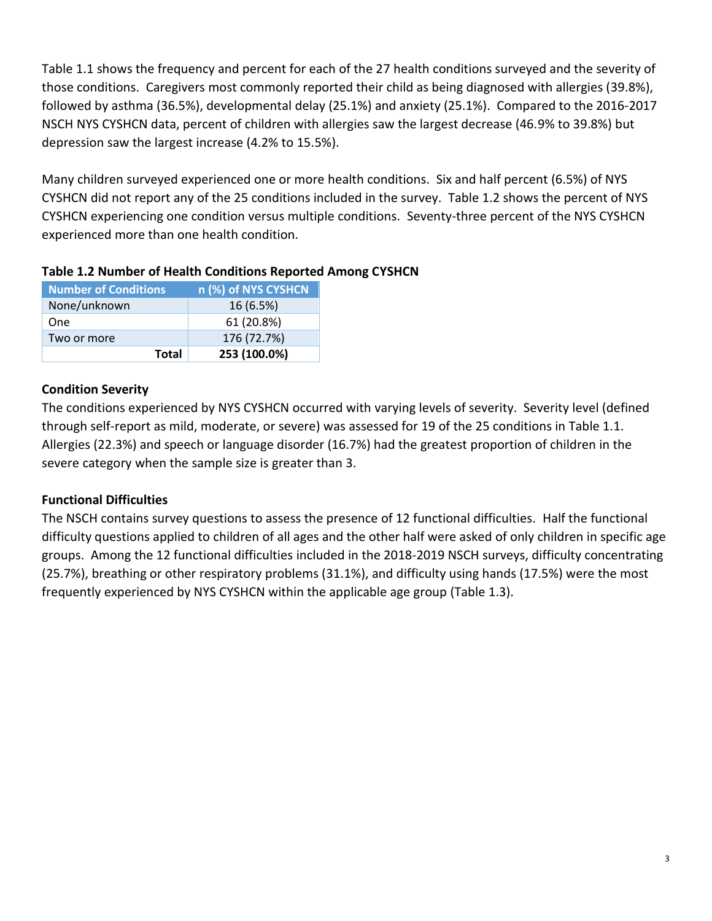Table 1.1 shows the frequency and percent for each of the 27 health conditions surveyed and the severity of those conditions. Caregivers most commonly reported their child as being diagnosed with allergies (39.8%), followed by asthma (36.5%), developmental delay (25.1%) and anxiety (25.1%). Compared to the 2016-2017 NSCH NYS CYSHCN data, percent of children with allergies saw the largest decrease (46.9% to 39.8%) but depression saw the largest increase (4.2% to 15.5%).

Many children surveyed experienced one or more health conditions. Six and half percent (6.5%) of NYS CYSHCN did not report any of the 25 conditions included in the survey. Table 1.2 shows the percent of NYS CYSHCN experiencing one condition versus multiple conditions. Seventy-three percent of the NYS CYSHCN experienced more than one health condition.

**Table 1.2 Number of Health Conditions Reported Among CYSHCN**

| Number of Conditions | n (%) of NYS CYSHCN |
|---|---|
| None/unknown | 16 (6.5%) |
| One | 61 (20.8%) |
| Two or more | 176 (72.7%) |
| **Total** | **253 (100.0%)** |

**Condition Severity**

The conditions experienced by NYS CYSHCN occurred with varying levels of severity. Severity level (defined through self-report as mild, moderate, or severe) was assessed for 19 of the 25 conditions in Table 1.1. Allergies (22.3%) and speech or language disorder (16.7%) had the greatest proportion of children in the severe category when the sample size is greater than 3.

**Functional Difficulties**

The NSCH contains survey questions to assess the presence of 12 functional difficulties. Half the functional difficulty questions applied to children of all ages and the other half were asked of only children in specific age groups. Among the 12 functional difficulties included in the 2018-2019 NSCH surveys, difficulty concentrating (25.7%), breathing or other respiratory problems (31.1%), and difficulty using hands (17.5%) were the most frequently experienced by NYS CYSHCN within the applicable age group (Table 1.3).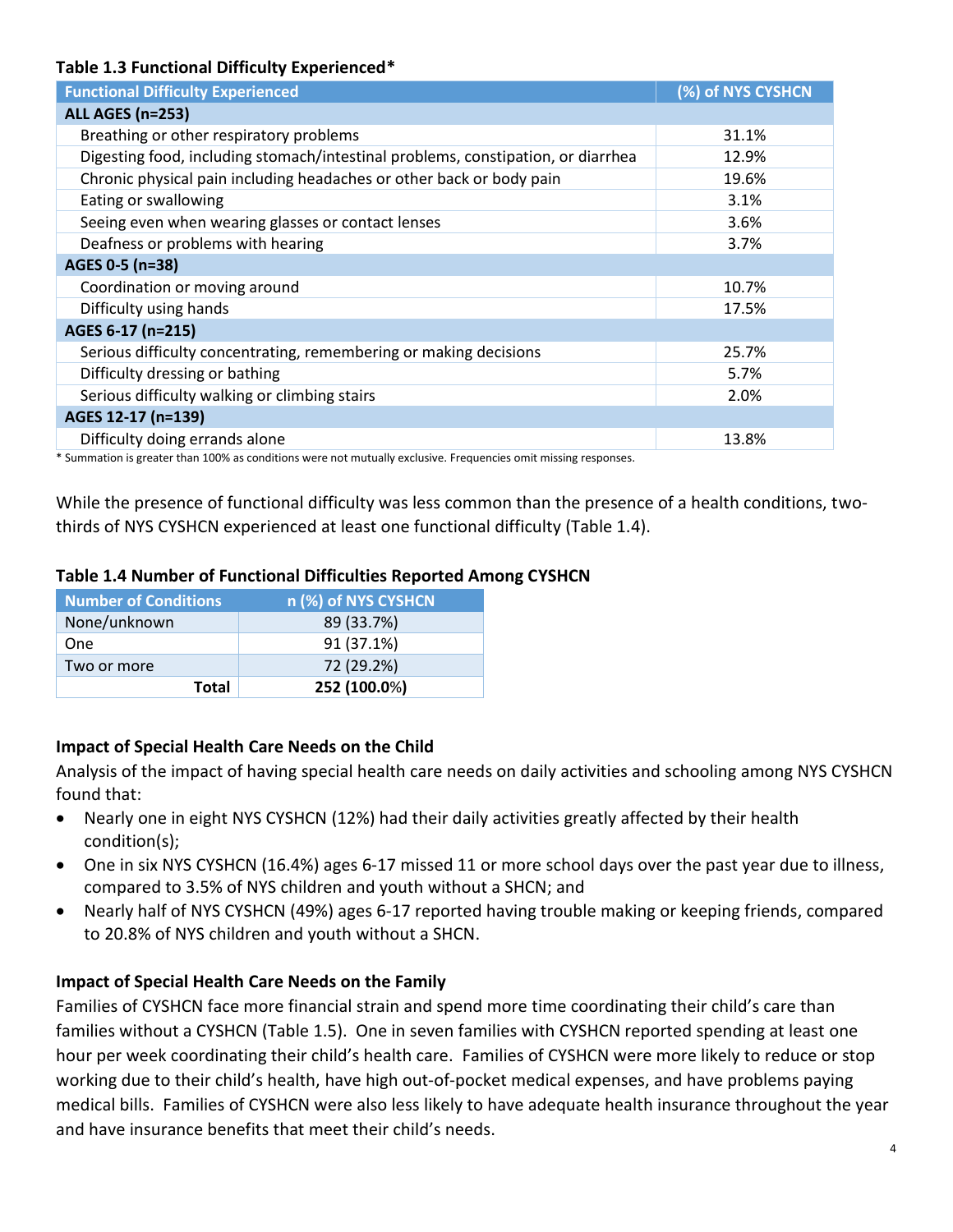**Table 1.3 Functional Difficulty Experienced***

| Functional Difficulty Experienced | (%) of NYS CYSHCN |
|---|---|
| **ALL AGES (n=253)** | |
| Breathing or other respiratory problems | 31.1% |
| Digesting food, including stomach/intestinal problems, constipation, or diarrhea | 12.9% |
| Chronic physical pain including headaches or other back or body pain | 19.6% |
| Eating or swallowing | 3.1% |
| Seeing even when wearing glasses or contact lenses | 3.6% |
| Deafness or problems with hearing | 3.7% |
| **AGES 0-5 (n=38)** | |
| Coordination or moving around | 10.7% |
| Difficulty using hands | 17.5% |
| **AGES 6-17 (n=215)** | |
| Serious difficulty concentrating, remembering or making decisions | 25.7% |
| Difficulty dressing or bathing | 5.7% |
| Serious difficulty walking or climbing stairs | 2.0% |
| **AGES 12-17 (n=139)** | |
| Difficulty doing errands alone | 13.8% |

* Summation is greater than 100% as conditions were not mutually exclusive. Frequencies omit missing responses.

While the presence of functional difficulty was less common than the presence of a health conditions, two-thirds of NYS CYSHCN experienced at least one functional difficulty (Table 1.4).

**Table 1.4 Number of Functional Difficulties Reported Among CYSHCN**

| Number of Conditions | n (%) of NYS CYSHCN |
|---|---|
| None/unknown | 89 (33.7%) |
| One | 91 (37.1%) |
| Two or more | 72 (29.2%) |
| **Total** | **252 (100.0%)** |

### Impact of Special Health Care Needs on the Child

Analysis of the impact of having special health care needs on daily activities and schooling among NYS CYSHCN found that:

- Nearly one in eight NYS CYSHCN (12%) had their daily activities greatly affected by their health condition(s);
- One in six NYS CYSHCN (16.4%) ages 6-17 missed 11 or more school days over the past year due to illness, compared to 3.5% of NYS children and youth without a SHCN; and
- Nearly half of NYS CYSHCN (49%) ages 6-17 reported having trouble making or keeping friends, compared to 20.8% of NYS children and youth without a SHCN.

### Impact of Special Health Care Needs on the Family

Families of CYSHCN face more financial strain and spend more time coordinating their child's care than families without a CYSHCN (Table 1.5). One in seven families with CYSHCN reported spending at least one hour per week coordinating their child's health care. Families of CYSHCN were more likely to reduce or stop working due to their child's health, have high out-of-pocket medical expenses, and have problems paying medical bills. Families of CYSHCN were also less likely to have adequate health insurance throughout the year and have insurance benefits that meet their child's needs.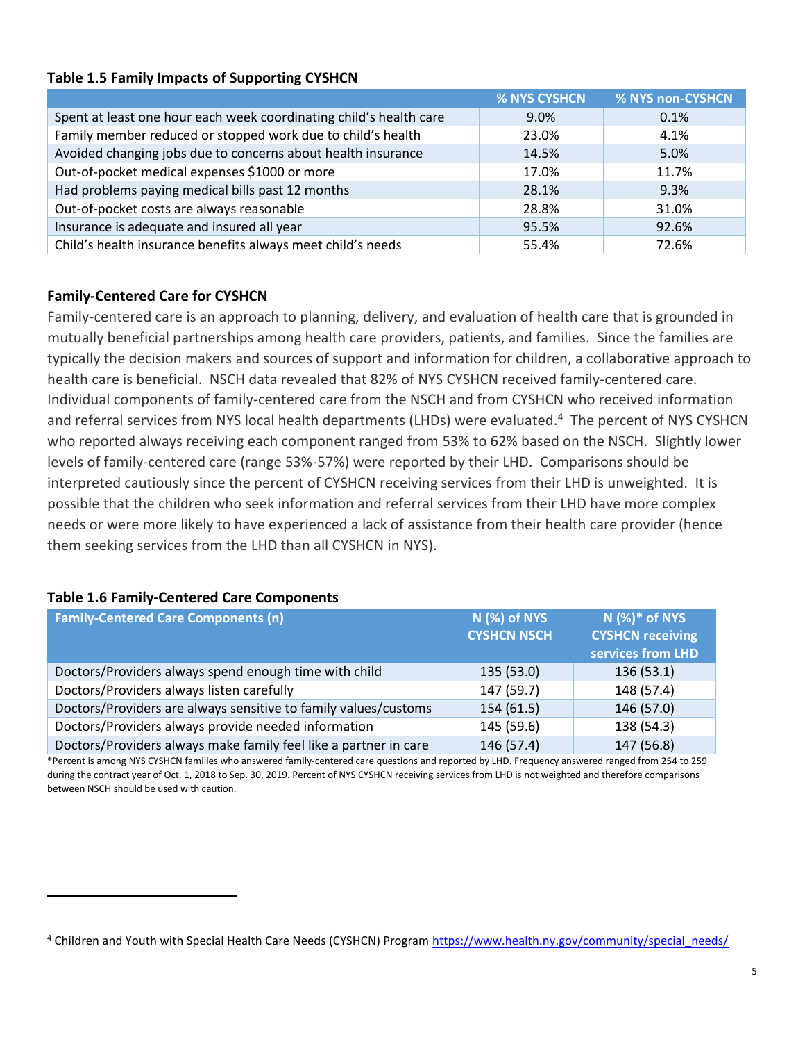**Table 1.5 Family Impacts of Supporting CYSHCN**

| | % NYS CYSHCN | % NYS non-CYSHCN |
|---|---|---|
| Spent at least one hour each week coordinating child's health care | 9.0% | 0.1% |
| Family member reduced or stopped work due to child's health | 23.0% | 4.1% |
| Avoided changing jobs due to concerns about health insurance | 14.5% | 5.0% |
| Out-of-pocket medical expenses $1000 or more | 17.0% | 11.7% |
| Had problems paying medical bills past 12 months | 28.1% | 9.3% |
| Out-of-pocket costs are always reasonable | 28.8% | 31.0% |
| Insurance is adequate and insured all year | 95.5% | 92.6% |
| Child's health insurance benefits always meet child's needs | 55.4% | 72.6% |

## Family-Centered Care for CYSHCN

Family-centered care is an approach to planning, delivery, and evaluation of health care that is grounded in mutually beneficial partnerships among health care providers, patients, and families. Since the families are typically the decision makers and sources of support and information for children, a collaborative approach to health care is beneficial. NSCH data revealed that 82% of NYS CYSHCN received family-centered care. Individual components of family-centered care from the NSCH and from CYSHCN who received information and referral services from NYS local health departments (LHDs) were evaluated.[4] The percent of NYS CYSHCN who reported always receiving each component ranged from 53% to 62% based on the NSCH. Slightly lower levels of family-centered care (range 53%-57%) were reported by their LHD. Comparisons should be interpreted cautiously since the percent of CYSHCN receiving services from their LHD is unweighted. It is possible that the children who seek information and referral services from their LHD have more complex needs or were more likely to have experienced a lack of assistance from their health care provider (hence them seeking services from the LHD than all CYSHCN in NYS).

**Table 1.6 Family-Centered Care Components**

| Family-Centered Care Components (n) | N (%) of NYS CYSHCN NSCH | N (%)* of NYS CYSHCN receiving services from LHD |
|---|---|---|
| Doctors/Providers always spend enough time with child | 135 (53.0) | 136 (53.1) |
| Doctors/Providers always listen carefully | 147 (59.7) | 148 (57.4) |
| Doctors/Providers are always sensitive to family values/customs | 154 (61.5) | 146 (57.0) |
| Doctors/Providers always provide needed information | 145 (59.6) | 138 (54.3) |
| Doctors/Providers always make family feel like a partner in care | 146 (57.4) | 147 (56.8) |

*Percent is among NYS CYSHCN families who answered family-centered care questions and reported by LHD. Frequency answered ranged from 254 to 259 during the contract year of Oct. 1, 2018 to Sep. 30, 2019. Percent of NYS CYSHCN receiving services from LHD is not weighted and therefore comparisons between NSCH should be used with caution.

[4] Children and Youth with Special Health Care Needs (CYSHCN) Program https://www.health.ny.gov/community/special_needs/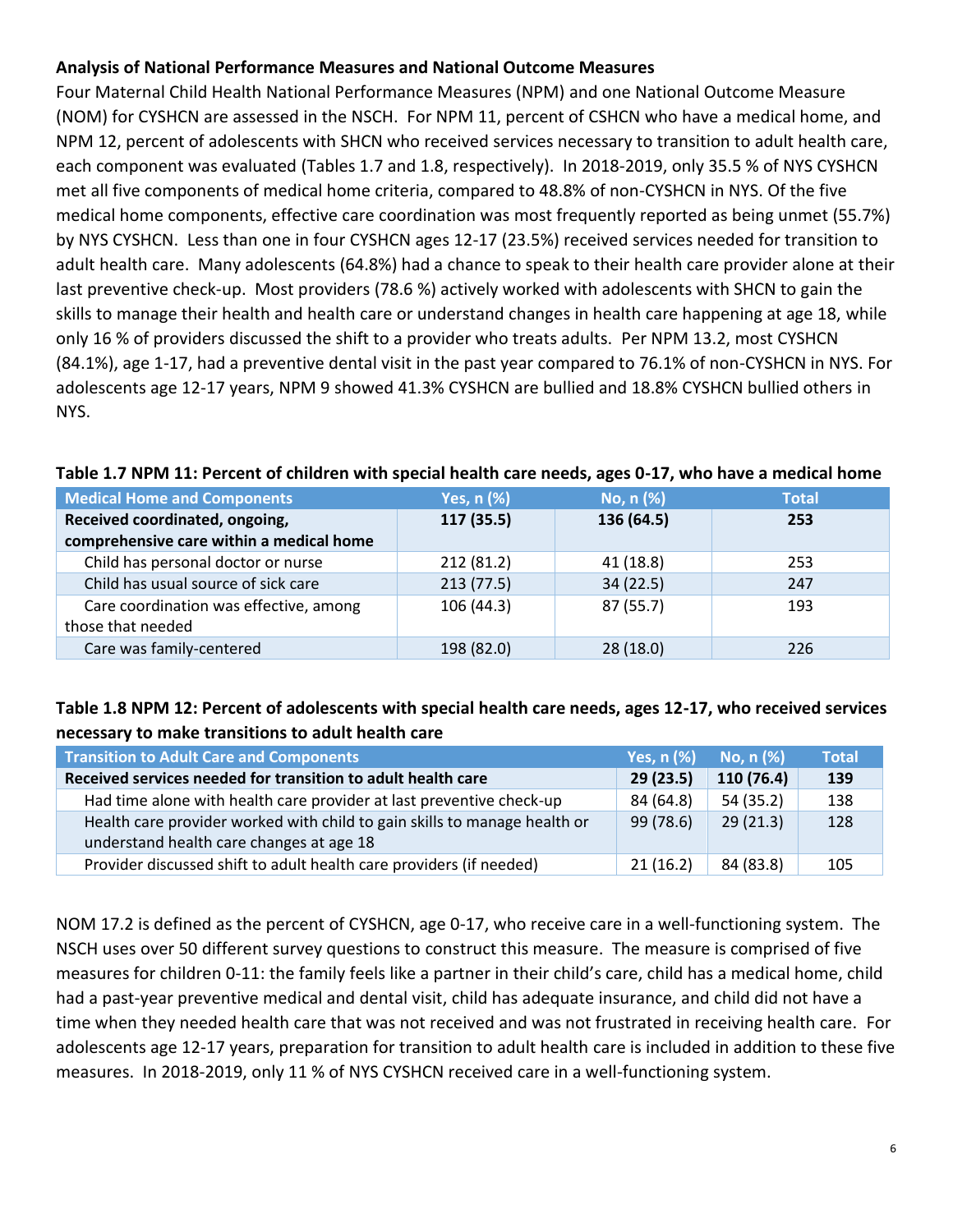**Analysis of National Performance Measures and National Outcome Measures**

Four Maternal Child Health National Performance Measures (NPM) and one National Outcome Measure (NOM) for CYSHCN are assessed in the NSCH. For NPM 11, percent of CSHCN who have a medical home, and NPM 12, percent of adolescents with SHCN who received services necessary to transition to adult health care, each component was evaluated (Tables 1.7 and 1.8, respectively). In 2018-2019, only 35.5 % of NYS CYSHCN met all five components of medical home criteria, compared to 48.8% of non-CYSHCN in NYS. Of the five medical home components, effective care coordination was most frequently reported as being unmet (55.7%) by NYS CYSHCN. Less than one in four CYSHCN ages 12-17 (23.5%) received services needed for transition to adult health care. Many adolescents (64.8%) had a chance to speak to their health care provider alone at their last preventive check-up. Most providers (78.6 %) actively worked with adolescents with SHCN to gain the skills to manage their health and health care or understand changes in health care happening at age 18, while only 16 % of providers discussed the shift to a provider who treats adults. Per NPM 13.2, most CYSHCN (84.1%), age 1-17, had a preventive dental visit in the past year compared to 76.1% of non-CYSHCN in NYS. For adolescents age 12-17 years, NPM 9 showed 41.3% CYSHCN are bullied and 18.8% CYSHCN bullied others in NYS.

**Table 1.7 NPM 11: Percent of children with special health care needs, ages 0-17, who have a medical home**

| Medical Home and Components | Yes, n (%) | No, n (%) | Total |
|---|---|---|---|
| **Received coordinated, ongoing, comprehensive care within a medical home** | **117 (35.5)** | **136 (64.5)** | **253** |
| Child has personal doctor or nurse | 212 (81.2) | 41 (18.8) | 253 |
| Child has usual source of sick care | 213 (77.5) | 34 (22.5) | 247 |
| Care coordination was effective, among those that needed | 106 (44.3) | 87 (55.7) | 193 |
| Care was family-centered | 198 (82.0) | 28 (18.0) | 226 |

**Table 1.8 NPM 12: Percent of adolescents with special health care needs, ages 12-17, who received services necessary to make transitions to adult health care**

| Transition to Adult Care and Components | Yes, n (%) | No, n (%) | Total |
|---|---|---|---|
| **Received services needed for transition to adult health care** | **29 (23.5)** | **110 (76.4)** | **139** |
| Had time alone with health care provider at last preventive check-up | 84 (64.8) | 54 (35.2) | 138 |
| Health care provider worked with child to gain skills to manage health or understand health care changes at age 18 | 99 (78.6) | 29 (21.3) | 128 |
| Provider discussed shift to adult health care providers (if needed) | 21 (16.2) | 84 (83.8) | 105 |

NOM 17.2 is defined as the percent of CYSHCN, age 0-17, who receive care in a well-functioning system. The NSCH uses over 50 different survey questions to construct this measure. The measure is comprised of five measures for children 0-11: the family feels like a partner in their child's care, child has a medical home, child had a past-year preventive medical and dental visit, child has adequate insurance, and child did not have a time when they needed health care that was not received and was not frustrated in receiving health care. For adolescents age 12-17 years, preparation for transition to adult health care is included in addition to these five measures. In 2018-2019, only 11 % of NYS CYSHCN received care in a well-functioning system.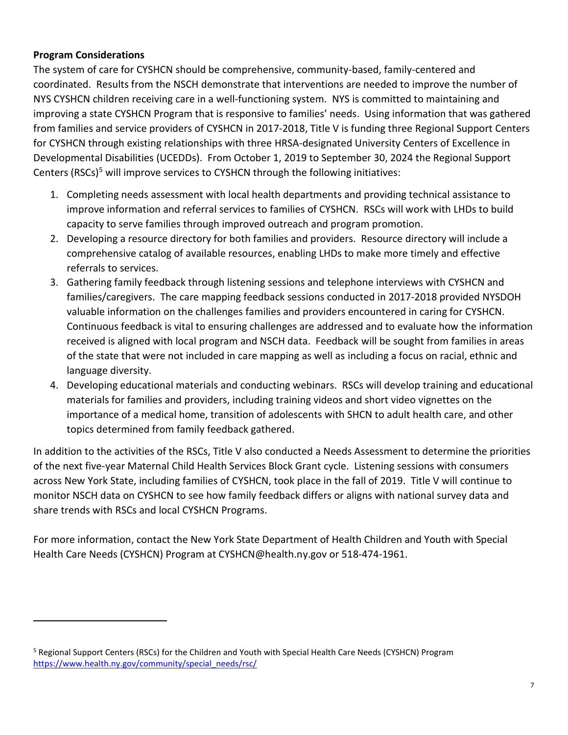**Program Considerations**

The system of care for CYSHCN should be comprehensive, community-based, family-centered and coordinated. Results from the NSCH demonstrate that interventions are needed to improve the number of NYS CYSHCN children receiving care in a well-functioning system. NYS is committed to maintaining and improving a state CYSHCN Program that is responsive to families' needs. Using information that was gathered from families and service providers of CYSHCN in 2017-2018, Title V is funding three Regional Support Centers for CYSHCN through existing relationships with three HRSA-designated University Centers of Excellence in Developmental Disabilities (UCEDDs). From October 1, 2019 to September 30, 2024 the Regional Support Centers (RSCs)[5] will improve services to CYSHCN through the following initiatives:

1. Completing needs assessment with local health departments and providing technical assistance to improve information and referral services to families of CYSHCN. RSCs will work with LHDs to build capacity to serve families through improved outreach and program promotion.
2. Developing a resource directory for both families and providers. Resource directory will include a comprehensive catalog of available resources, enabling LHDs to make more timely and effective referrals to services.
3. Gathering family feedback through listening sessions and telephone interviews with CYSHCN and families/caregivers. The care mapping feedback sessions conducted in 2017-2018 provided NYSDOH valuable information on the challenges families and providers encountered in caring for CYSHCN. Continuous feedback is vital to ensuring challenges are addressed and to evaluate how the information received is aligned with local program and NSCH data. Feedback will be sought from families in areas of the state that were not included in care mapping as well as including a focus on racial, ethnic and language diversity.
4. Developing educational materials and conducting webinars. RSCs will develop training and educational materials for families and providers, including training videos and short video vignettes on the importance of a medical home, transition of adolescents with SHCN to adult health care, and other topics determined from family feedback gathered.

In addition to the activities of the RSCs, Title V also conducted a Needs Assessment to determine the priorities of the next five-year Maternal Child Health Services Block Grant cycle. Listening sessions with consumers across New York State, including families of CYSHCN, took place in the fall of 2019. Title V will continue to monitor NSCH data on CYSHCN to see how family feedback differs or aligns with national survey data and share trends with RSCs and local CYSHCN Programs.

For more information, contact the New York State Department of Health Children and Youth with Special Health Care Needs (CYSHCN) Program at CYSHCN@health.ny.gov or 518-474-1961.

---

[5] Regional Support Centers (RSCs) for the Children and Youth with Special Health Care Needs (CYSHCN) Program https://www.health.ny.gov/community/special_needs/rsc/